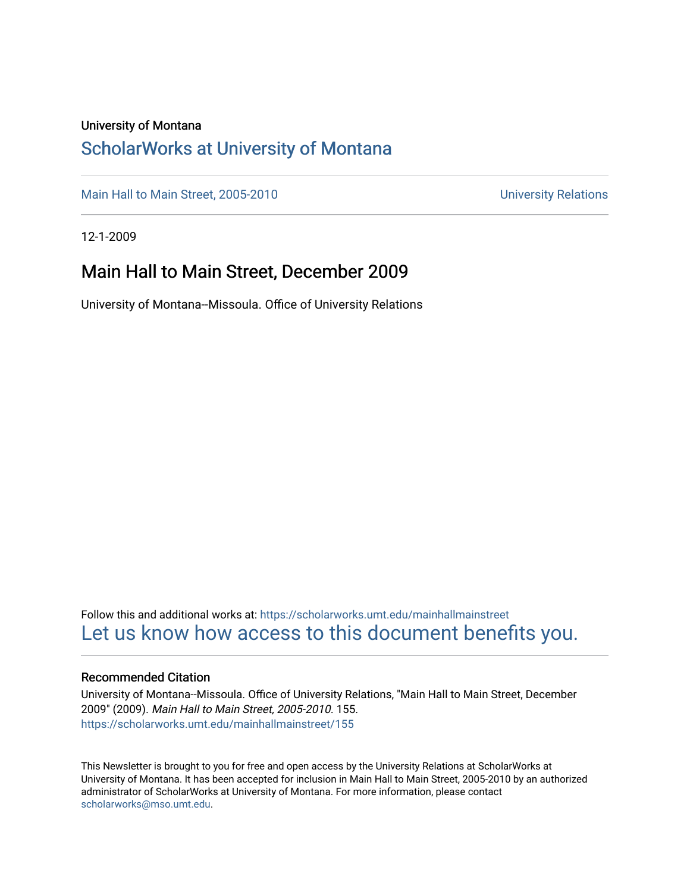University of Montana

# ScholarWorks at University of Montana

Main Hall to Main Street, 2005-2010 | University Relations

12-1-2009

## Main Hall to Main Street, December 2009

University of Montana--Missoula. Office of University Relations

Follow this and additional works at: https://scholarworks.umt.edu/mainhallmainstreet

Let us know how access to this document benefits you.

### Recommended Citation

University of Montana--Missoula. Office of University Relations, "Main Hall to Main Street, December 2009" (2009). *Main Hall to Main Street, 2005-2010*. 155.
https://scholarworks.umt.edu/mainhallmainstreet/155

This Newsletter is brought to you for free and open access by the University Relations at ScholarWorks at University of Montana. It has been accepted for inclusion in Main Hall to Main Street, 2005-2010 by an authorized administrator of ScholarWorks at University of Montana. For more information, please contact scholarworks@mso.umt.edu.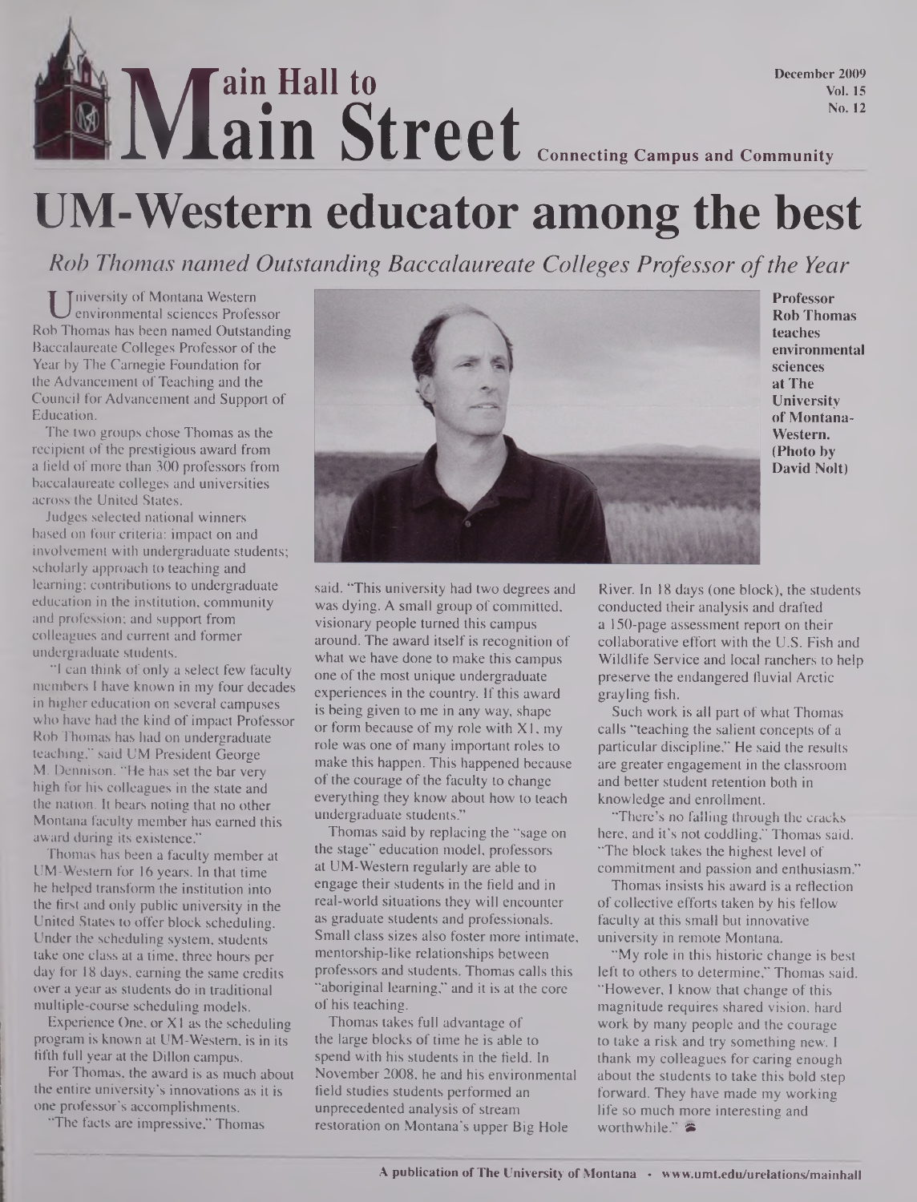# Main Hall to Main Street

December 2009
Vol. 15
No. 12

Connecting Campus and Community

# UM-Western educator among the best

*Rob Thomas named Outstanding Baccalaureate Colleges Professor of the Year*

University of Montana Western environmental sciences Professor Rob Thomas has been named Outstanding Baccalaureate Colleges Professor of the Year by The Carnegie Foundation for the Advancement of Teaching and the Council for Advancement and Support of Education.

The two groups chose Thomas as the recipient of the prestigious award from a field of more than 300 professors from baccalaureate colleges and universities across the United States.

Judges selected national winners based on four criteria: impact on and involvement with undergraduate students; scholarly approach to teaching and learning; contributions to undergraduate education in the institution, community and profession; and support from colleagues and current and former undergraduate students.

"I can think of only a select few faculty members I have known in my four decades in higher education on several campuses who have had the kind of impact Professor Rob Thomas has had on undergraduate teaching," said UM President George M. Dennison. "He has set the bar very high for his colleagues in the state and the nation. It bears noting that no other Montana faculty member has earned this award during its existence."

Thomas has been a faculty member at UM-Western for 16 years. In that time he helped transform the institution into the first and only public university in the United States to offer block scheduling. Under the scheduling system, students take one class at a time, three hours per day for 18 days, earning the same credits over a year as students do in traditional multiple-course scheduling models.

Experience One, or X1 as the scheduling program is known at UM-Western, is in its fifth full year at the Dillon campus.

For Thomas, the award is as much about the entire university's innovations as it is one professor's accomplishments.

"The facts are impressive," Thomas said. "This university had two degrees and was dying. A small group of committed, visionary people turned this campus around. The award itself is recognition of what we have done to make this campus one of the most unique undergraduate experiences in the country. If this award is being given to me in any way, shape or form because of my role with X1, my role was one of many important roles to make this happen. This happened because of the courage of the faculty to change everything they know about how to teach undergraduate students."

**Professor Rob Thomas teaches environmental sciences at The University of Montana-Western. (Photo by David Nolt)**

Thomas said by replacing the "sage on the stage" education model, professors at UM-Western regularly are able to engage their students in the field and in real-world situations they will encounter as graduate students and professionals. Small class sizes also foster more intimate, mentorship-like relationships between professors and students. Thomas calls this "aboriginal learning," and it is at the core of his teaching.

Thomas takes full advantage of the large blocks of time he is able to spend with his students in the field. In November 2008, he and his environmental field studies students performed an unprecedented analysis of stream restoration on Montana's upper Big Hole River. In 18 days (one block), the students conducted their analysis and drafted a 150-page assessment report on their collaborative effort with the U.S. Fish and Wildlife Service and local ranchers to help preserve the endangered fluvial Arctic grayling fish.

Such work is all part of what Thomas calls "teaching the salient concepts of a particular discipline." He said the results are greater engagement in the classroom and better student retention both in knowledge and enrollment.

"There's no falling through the cracks here, and it's not coddling," Thomas said. "The block takes the highest level of commitment and passion and enthusiasm."

Thomas insists his award is a reflection of collective efforts taken by his fellow faculty at this small but innovative university in remote Montana.

"My role in this historic change is best left to others to determine," Thomas said. "However, I know that change of this magnitude requires shared vision, hard work by many people and the courage to take a risk and try something new. I thank my colleagues for caring enough about the students to take this bold step forward. They have made my working life so much more interesting and worthwhile."

A publication of The University of Montana • www.umt.edu/urelations/mainhall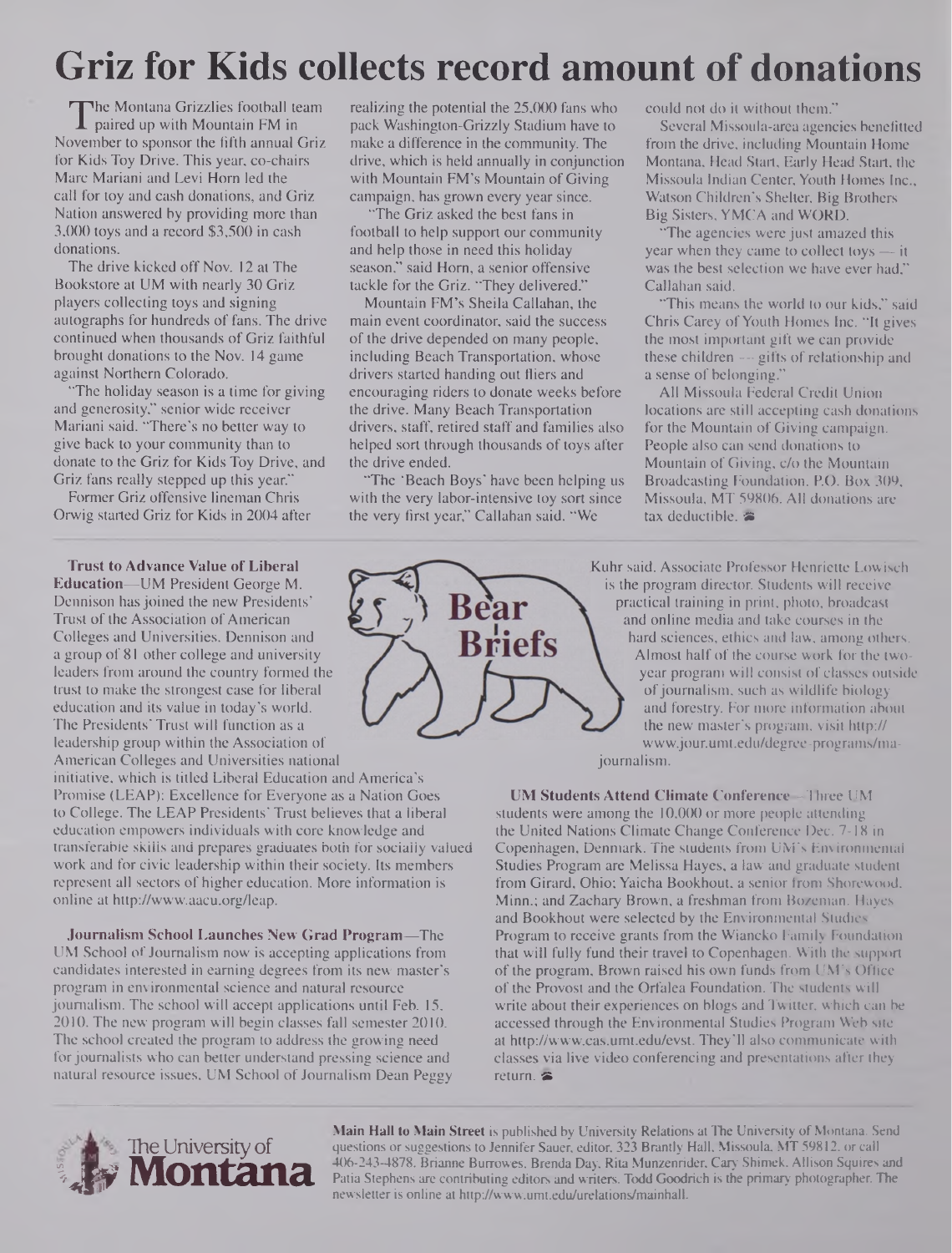# Griz for Kids collects record amount of donations

The Montana Grizzlies football team paired up with Mountain FM in November to sponsor the fifth annual Griz for Kids Toy Drive. This year, co-chairs Marc Mariani and Levi Horn led the call for toy and cash donations, and Griz Nation answered by providing more than 3,000 toys and a record $3,500 in cash donations.

The drive kicked off Nov. 12 at The Bookstore at UM with nearly 30 Griz players collecting toys and signing autographs for hundreds of fans. The drive continued when thousands of Griz faithful brought donations to the Nov. 14 game against Northern Colorado.

"The holiday season is a time for giving and generosity," senior wide receiver Mariani said. "There's no better way to give back to your community than to donate to the Griz for Kids Toy Drive, and Griz fans really stepped up this year."

Former Griz offensive lineman Chris Orwig started Griz for Kids in 2004 after realizing the potential the 25,000 fans who pack Washington-Grizzly Stadium have to make a difference in the community. The drive, which is held annually in conjunction with Mountain FM's Mountain of Giving campaign, has grown every year since.

"The Griz asked the best fans in football to help support our community and help those in need this holiday season," said Horn, a senior offensive tackle for the Griz. "They delivered."

Mountain FM's Sheila Callahan, the main event coordinator, said the success of the drive depended on many people, including Beach Transportation, whose drivers started handing out fliers and encouraging riders to donate weeks before the drive. Many Beach Transportation drivers, staff, retired staff and families also helped sort through thousands of toys after the drive ended.

"The 'Beach Boys' have been helping us with the very labor-intensive toy sort since the very first year," Callahan said. "We could not do it without them."

Several Missoula-area agencies benefitted from the drive, including Mountain Home Montana, Head Start, Early Head Start, the Missoula Indian Center, Youth Homes Inc., Watson Children's Shelter, Big Brothers Big Sisters, YMCA and WORD.

"The agencies were just amazed this year when they came to collect toys — it was the best selection we have ever had," Callahan said.

"This means the world to our kids," said Chris Carey of Youth Homes Inc. "It gives the most important gift we can provide these children — gifts of relationship and a sense of belonging."

All Missoula Federal Credit Union locations are still accepting cash donations for the Mountain of Giving campaign. People also can send donations to Mountain of Giving, c/o the Mountain Broadcasting Foundation, P.O. Box 309, Missoula, MT 59806. All donations are tax deductible.

## Bear Briefs

**Trust to Advance Value of Liberal Education**—UM President George M. Dennison has joined the new Presidents' Trust of the Association of American Colleges and Universities. Dennison and a group of 81 other college and university leaders from around the country formed the trust to make the strongest case for liberal education and its value in today's world. The Presidents' Trust will function as a leadership group within the Association of American Colleges and Universities national initiative, which is titled Liberal Education and America's Promise (LEAP): Excellence for Everyone as a Nation Goes to College. The LEAP Presidents' Trust believes that a liberal education empowers individuals with core knowledge and transferable skills and prepares graduates both for socially valued work and for civic leadership within their society. Its members represent all sectors of higher education. More information is online at http://www.aacu.org/leap.

**Journalism School Launches New Grad Program**—The UM School of Journalism now is accepting applications from candidates interested in earning degrees from its new master's program in environmental science and natural resource journalism. The school will accept applications until Feb. 15, 2010. The new program will begin classes fall semester 2010. The school created the program to address the growing need for journalists who can better understand pressing science and natural resource issues, UM School of Journalism Dean Peggy Kuhr said. Associate Professor Henriette Lowisch is the program director. Students will receive practical training in print, photo, broadcast and online media and take courses in the hard sciences, ethics and law, among others. Almost half of the course work for the two-year program will consist of classes outside of journalism, such as wildlife biology and forestry. For more information about the new master's program, visit http://www.jour.umt.edu/degree-programs/ma-journalism.

**UM Students Attend Climate Conference**—Three UM students were among the 10,000 or more people attending the United Nations Climate Change Conference Dec. 7-18 in Copenhagen, Denmark. The students from UM's Environmental Studies Program are Melissa Hayes, a law and graduate student from Girard, Ohio; Yaicha Bookhout, a senior from Shorewood, Minn.; and Zachary Brown, a freshman from Bozeman. Hayes and Bookhout were selected by the Environmental Studies Program to receive grants from the Wiancko Family Foundation that will fully fund their travel to Copenhagen. With the support of the program, Brown raised his own funds from UM's Office of the Provost and the Orfalea Foundation. The students will write about their experiences on blogs and Twitter, which can be accessed through the Environmental Studies Program Web site at http://www.cas.umt.edu/evst. They'll also communicate with classes via live video conferencing and presentations after they return.

The University of Montana

**Main Hall to Main Street** is published by University Relations at The University of Montana. Send questions or suggestions to Jennifer Sauer, editor, 323 Brantly Hall, Missoula, MT 59812, or call 406-243-4878. Brianne Burrowes, Brenda Day, Rita Munzenrider, Cary Shimek, Allison Squires and Patia Stephens are contributing editors and writers. Todd Goodrich is the primary photographer. The newsletter is online at http://www.umt.edu/urelations/mainhall.